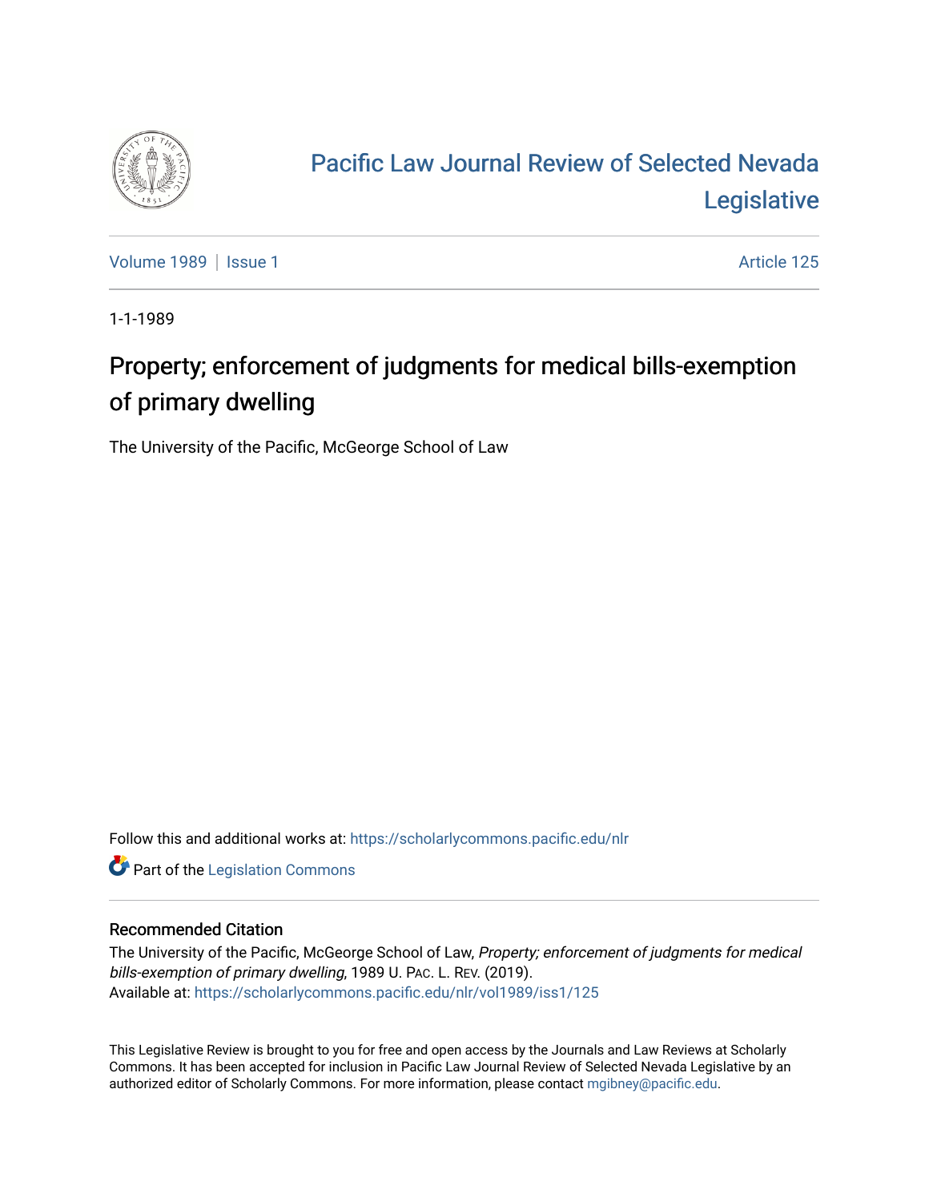# Pacific Law Journal Review of Selected Nevada Legislative

Volume 1989 | Issue 1 Article 125

1-1-1989

## Property; enforcement of judgments for medical bills-exemption of primary dwelling

The University of the Pacific, McGeorge School of Law

Follow this and additional works at: https://scholarlycommons.pacific.edu/nlr

Part of the Legislation Commons

### Recommended Citation

The University of the Pacific, McGeorge School of Law, *Property; enforcement of judgments for medical bills-exemption of primary dwelling*, 1989 U. PAC. L. REV. (2019).
Available at: https://scholarlycommons.pacific.edu/nlr/vol1989/iss1/125

This Legislative Review is brought to you for free and open access by the Journals and Law Reviews at Scholarly Commons. It has been accepted for inclusion in Pacific Law Journal Review of Selected Nevada Legislative by an authorized editor of Scholarly Commons. For more information, please contact mgibney@pacific.edu.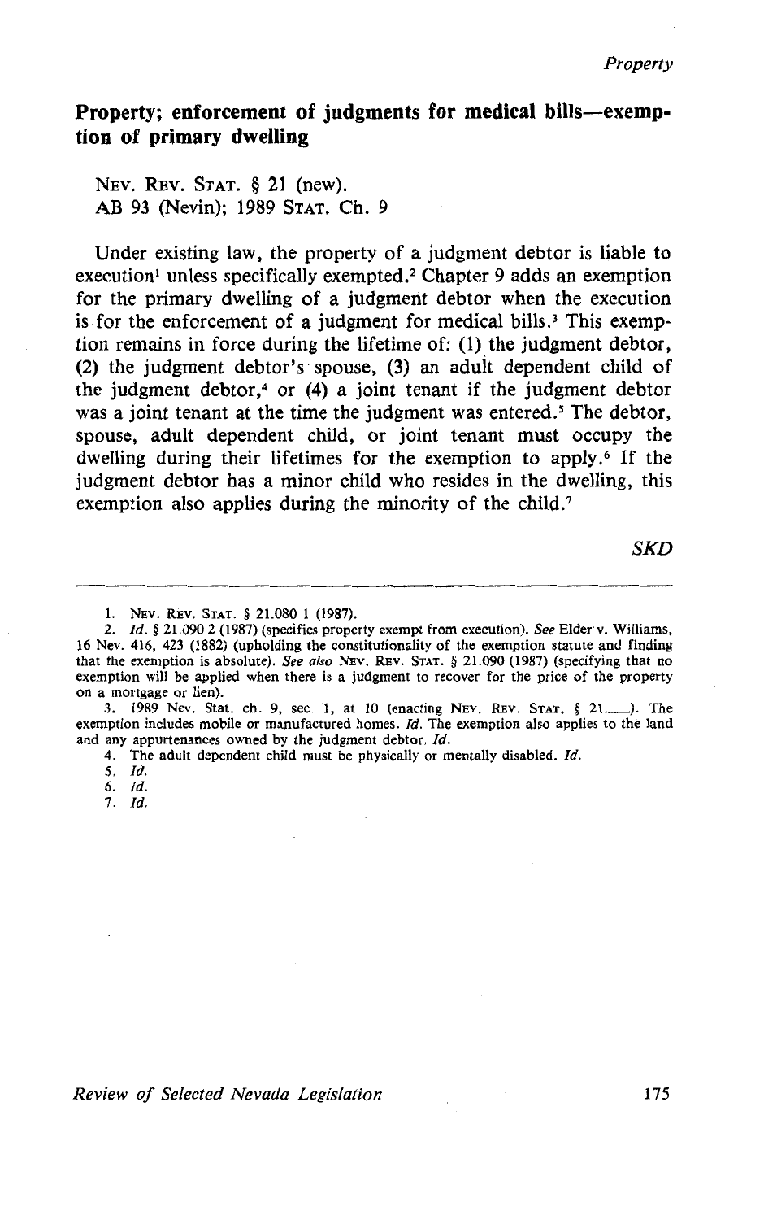**Property; enforcement of judgments for medical bills—exemption of primary dwelling**

NEV. REV. STAT. § 21 (new).
AB 93 (Nevin); 1989 STAT. Ch. 9

Under existing law, the property of a judgment debtor is liable to execution[1] unless specifically exempted.[2] Chapter 9 adds an exemption for the primary dwelling of a judgment debtor when the execution is for the enforcement of a judgment for medical bills.[3] This exemption remains in force during the lifetime of: (1) the judgment debtor, (2) the judgment debtor's spouse, (3) an adult dependent child of the judgment debtor,[4] or (4) a joint tenant if the judgment debtor was a joint tenant at the time the judgment was entered.[5] The debtor, spouse, adult dependent child, or joint tenant must occupy the dwelling during their lifetimes for the exemption to apply.[6] If the judgment debtor has a minor child who resides in the dwelling, this exemption also applies during the minority of the child.[7]

*SKD*

---

1. NEV. REV. STAT. § 21.080 1 (1987).
2. *Id.* § 21.090 2 (1987) (specifies property exempt from execution). *See* Elder v. Williams, 16 Nev. 416, 423 (1882) (upholding the constitutionality of the exemption statute and finding that the exemption is absolute). *See also* NEV. REV. STAT. § 21.090 (1987) (specifying that no exemption will be applied when there is a judgment to recover for the price of the property on a mortgage or lien).
3. 1989 Nev. Stat. ch. 9, sec. 1, at 10 (enacting NEV. REV. STAT. § 21.___). The exemption includes mobile or manufactured homes. *Id.* The exemption also applies to the land and any appurtenances owned by the judgment debtor. *Id.*
4. The adult dependent child must be physically or mentally disabled. *Id.*
5. *Id.*
6. *Id.*
7. *Id.*